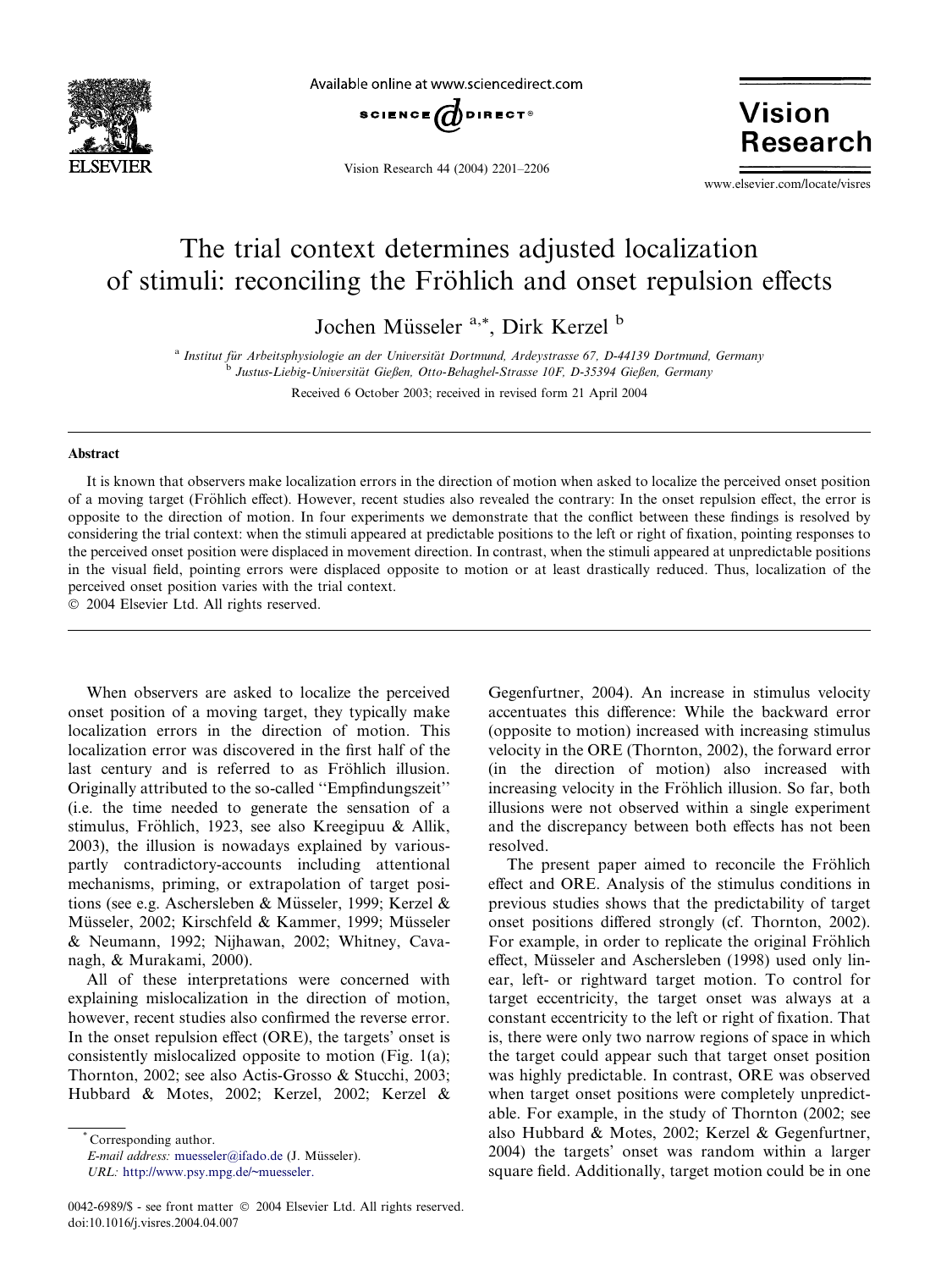# The trial context determines adjusted localization of stimuli: reconciling the Fröhlich and onset repulsion effects

Jochen Müsseler [a,*], Dirk Kerzel [b]

[a] Institut für Arbeitsphysiologie an der Universität Dortmund, Ardeystrasse 67, D-44139 Dortmund, Germany
[b] Justus-Liebig-Universität Gießen, Otto-Behaghel-Strasse 10F, D-35394 Gießen, Germany

Received 6 October 2003; received in revised form 21 April 2004

## Abstract

It is known that observers make localization errors in the direction of motion when asked to localize the perceived onset position of a moving target (Fröhlich effect). However, recent studies also revealed the contrary: In the onset repulsion effect, the error is opposite to the direction of motion. In four experiments we demonstrate that the conflict between these findings is resolved by considering the trial context: when the stimuli appeared at predictable positions to the left or right of fixation, pointing responses to the perceived onset position were displaced in movement direction. In contrast, when the stimuli appeared at unpredictable positions in the visual field, pointing errors were displaced opposite to motion or at least drastically reduced. Thus, localization of the perceived onset position varies with the trial context.

© 2004 Elsevier Ltd. All rights reserved.

When observers are asked to localize the perceived onset position of a moving target, they typically make localization errors in the direction of motion. This localization error was discovered in the first half of the last century and is referred to as Fröhlich illusion. Originally attributed to the so-called "Empfindungszeit" (i.e. the time needed to generate the sensation of a stimulus, Fröhlich, 1923, see also Kreegipuu & Allik, 2003), the illusion is nowadays explained by various-partly contradictory-accounts including attentional mechanisms, priming, or extrapolation of target positions (see e.g. Aschersleben & Müsseler, 1999; Kerzel & Müsseler, 2002; Kirschfeld & Kammer, 1999; Müsseler & Neumann, 1992; Nijhawan, 2002; Whitney, Cavanagh, & Murakami, 2000).

All of these interpretations were concerned with explaining mislocalization in the direction of motion, however, recent studies also confirmed the reverse error. In the onset repulsion effect (ORE), the targets' onset is consistently mislocalized opposite to motion (Fig. 1(a); Thornton, 2002; see also Actis-Grosso & Stucchi, 2003; Hubbard & Motes, 2002; Kerzel, 2002; Kerzel & Gegenfurtner, 2004). An increase in stimulus velocity accentuates this difference: While the backward error (opposite to motion) increased with increasing stimulus velocity in the ORE (Thornton, 2002), the forward error (in the direction of motion) also increased with increasing velocity in the Fröhlich illusion. So far, both illusions were not observed within a single experiment and the discrepancy between both effects has not been resolved.

The present paper aimed to reconcile the Fröhlich effect and ORE. Analysis of the stimulus conditions in previous studies shows that the predictability of target onset positions differed strongly (cf. Thornton, 2002). For example, in order to replicate the original Fröhlich effect, Müsseler and Aschersleben (1998) used only linear, left- or rightward target motion. To control for target eccentricity, the target onset was always at a constant eccentricity to the left or right of fixation. That is, there were only two narrow regions of space in which the target could appear such that target onset position was highly predictable. In contrast, ORE was observed when target onset positions were completely unpredictable. For example, in the study of Thornton (2002; see also Hubbard & Motes, 2002; Kerzel & Gegenfurtner, 2004) the targets' onset was random within a larger square field. Additionally, target motion could be in one

* Corresponding author.
E-mail address: muesseler@ifado.de (J. Müsseler).
URL: http://www.psy.mpg.de/~muesseler.

0042-6989/$ - see front matter © 2004 Elsevier Ltd. All rights reserved.
doi:10.1016/j.visres.2004.04.007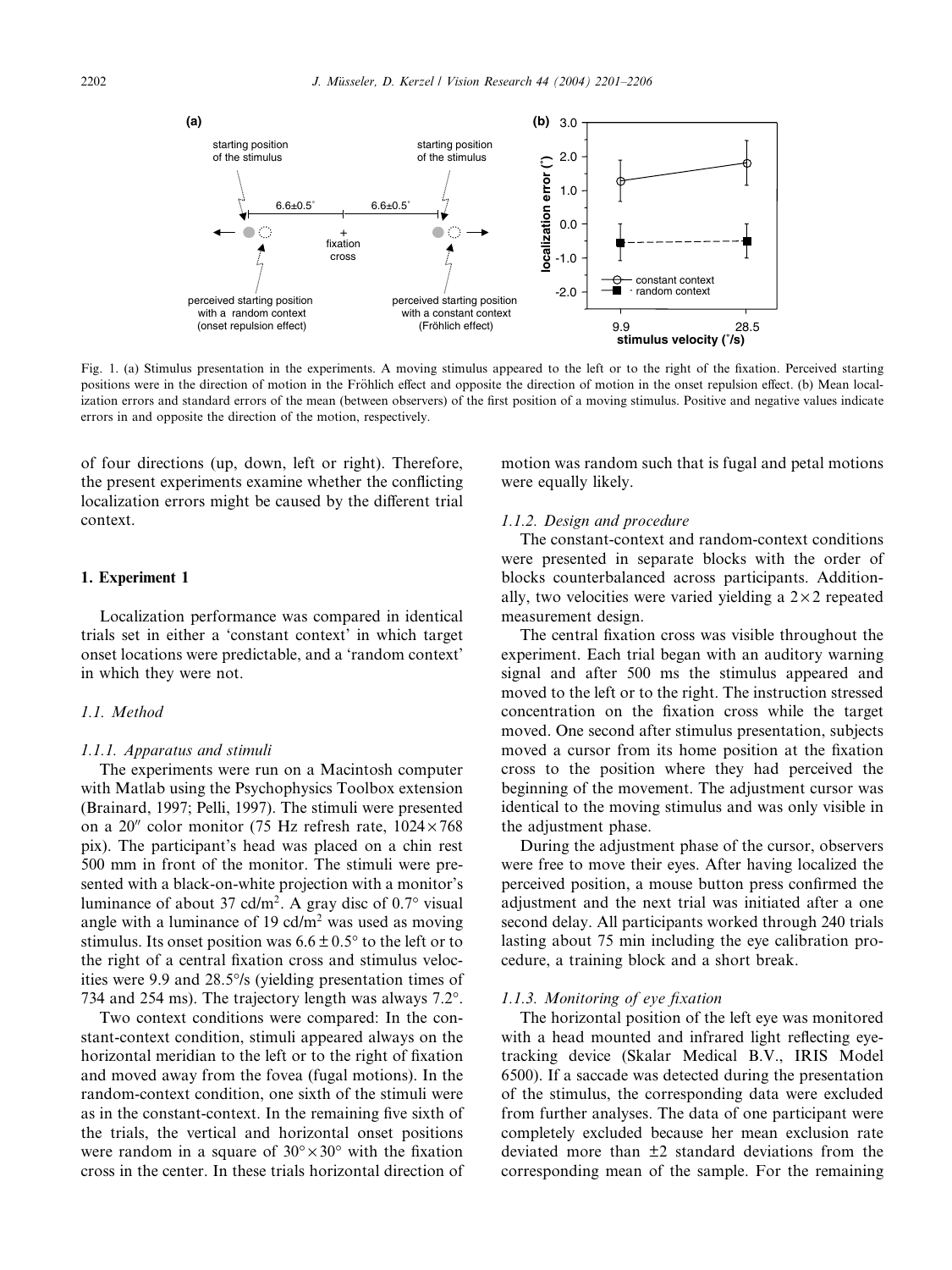Fig. 1. (a) Stimulus presentation in the experiments. A moving stimulus appeared to the left or to the right of the fixation. Perceived starting positions were in the direction of motion in the Fröhlich effect and opposite the direction of motion in the onset repulsion effect. (b) Mean localization errors and standard errors of the mean (between observers) of the first position of a moving stimulus. Positive and negative values indicate errors in and opposite the direction of the motion, respectively.

of four directions (up, down, left or right). Therefore, the present experiments examine whether the conflicting localization errors might be caused by the different trial context.

## 1. Experiment 1

Localization performance was compared in identical trials set in either a 'constant context' in which target onset locations were predictable, and a 'random context' in which they were not.

### 1.1. Method

#### 1.1.1. Apparatus and stimuli

The experiments were run on a Macintosh computer with Matlab using the Psychophysics Toolbox extension (Brainard, 1997; Pelli, 1997). The stimuli were presented on a 20″ color monitor (75 Hz refresh rate, $1024 \times 768$ pix). The participant's head was placed on a chin rest 500 mm in front of the monitor. The stimuli were presented with a black-on-white projection with a monitor's luminance of about 37 cd/m$^2$. A gray disc of 0.7° visual angle with a luminance of 19 cd/m$^2$ was used as moving stimulus. Its onset position was $6.6 \pm 0.5°$ to the left or to the right of a central fixation cross and stimulus velocities were 9.9 and 28.5°/s (yielding presentation times of 734 and 254 ms). The trajectory length was always 7.2°.

Two context conditions were compared: In the constant-context condition, stimuli appeared always on the horizontal meridian to the left or to the right of fixation and moved away from the fovea (fugal motions). In the random-context condition, one sixth of the stimuli were as in the constant-context. In the remaining five sixth of the trials, the vertical and horizontal onset positions were random in a square of $30° \times 30°$ with the fixation cross in the center. In these trials horizontal direction of motion was random such that is fugal and petal motions were equally likely.

#### 1.1.2. Design and procedure

The constant-context and random-context conditions were presented in separate blocks with the order of blocks counterbalanced across participants. Additionally, two velocities were varied yielding a $2 \times 2$ repeated measurement design.

The central fixation cross was visible throughout the experiment. Each trial began with an auditory warning signal and after 500 ms the stimulus appeared and moved to the left or to the right. The instruction stressed concentration on the fixation cross while the target moved. One second after stimulus presentation, subjects moved a cursor from its home position at the fixation cross to the position where they had perceived the beginning of the movement. The adjustment cursor was identical to the moving stimulus and was only visible in the adjustment phase.

During the adjustment phase of the cursor, observers were free to move their eyes. After having localized the perceived position, a mouse button press confirmed the adjustment and the next trial was initiated after a one second delay. All participants worked through 240 trials lasting about 75 min including the eye calibration procedure, a training block and a short break.

#### 1.1.3. Monitoring of eye fixation

The horizontal position of the left eye was monitored with a head mounted and infrared light reflecting eye-tracking device (Skalar Medical B.V., IRIS Model 6500). If a saccade was detected during the presentation of the stimulus, the corresponding data were excluded from further analyses. The data of one participant were completely excluded because her mean exclusion rate deviated more than ±2 standard deviations from the corresponding mean of the sample. For the remaining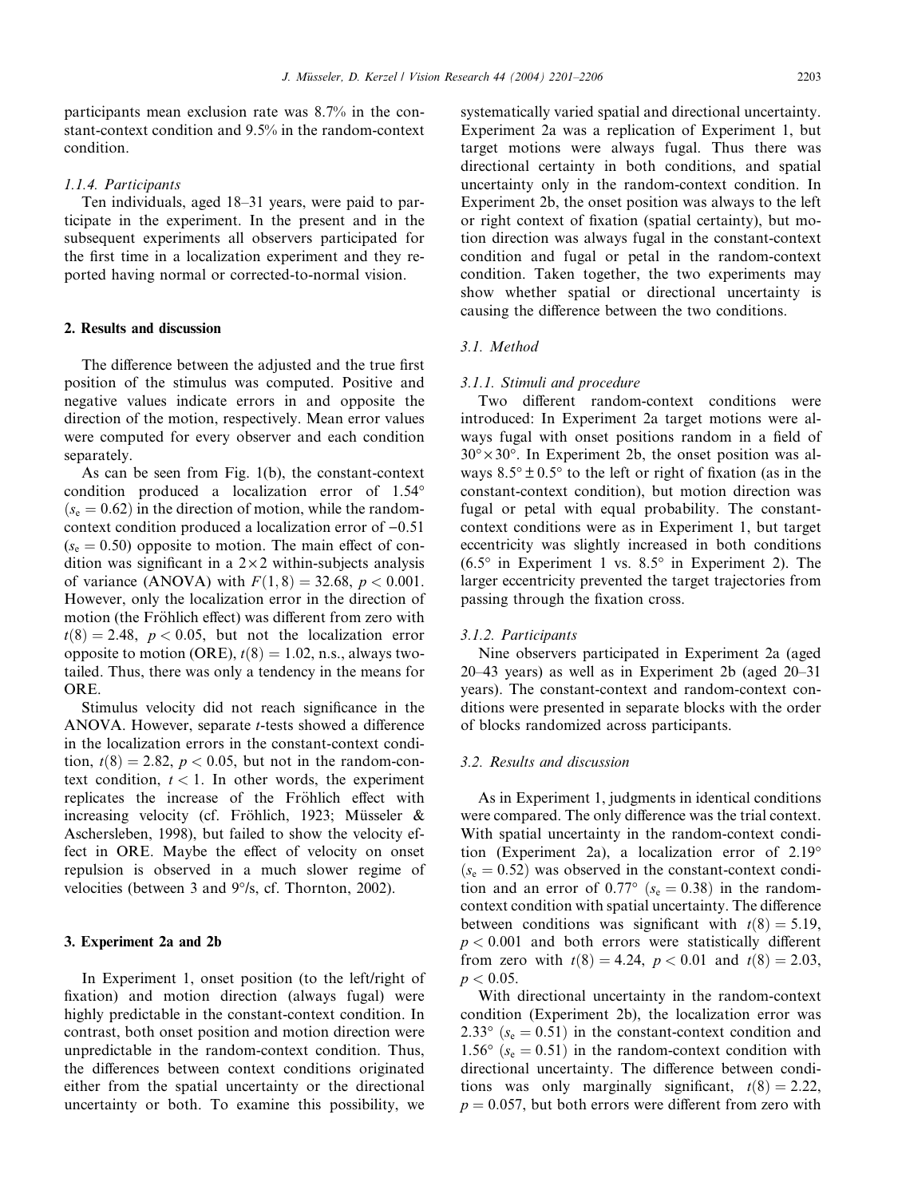participants mean exclusion rate was 8.7% in the constant-context condition and 9.5% in the random-context condition.

#### 1.1.4. Participants

Ten individuals, aged 18–31 years, were paid to participate in the experiment. In the present and in the subsequent experiments all observers participated for the first time in a localization experiment and they reported having normal or corrected-to-normal vision.

## 2. Results and discussion

The difference between the adjusted and the true first position of the stimulus was computed. Positive and negative values indicate errors in and opposite the direction of the motion, respectively. Mean error values were computed for every observer and each condition separately.

As can be seen from Fig. 1(b), the constant-context condition produced a localization error of 1.54° ($s_e = 0.62$) in the direction of motion, while the random-context condition produced a localization error of −0.51 ($s_e = 0.50$) opposite to motion. The main effect of condition was significant in a 2×2 within-subjects analysis of variance (ANOVA) with $F(1,8) = 32.68$, $p < 0.001$. However, only the localization error in the direction of motion (the Fröhlich effect) was different from zero with $t(8) = 2.48$, $p < 0.05$, but not the localization error opposite to motion (ORE), $t(8) = 1.02$, n.s., always two-tailed. Thus, there was only a tendency in the means for ORE.

Stimulus velocity did not reach significance in the ANOVA. However, separate *t*-tests showed a difference in the localization errors in the constant-context condition, $t(8) = 2.82$, $p < 0.05$, but not in the random-context condition, $t < 1$. In other words, the experiment replicates the increase of the Fröhlich effect with increasing velocity (cf. Fröhlich, 1923; Müsseler & Aschersleben, 1998), but failed to show the velocity effect in ORE. Maybe the effect of velocity on onset repulsion is observed in a much slower regime of velocities (between 3 and 9°/s, cf. Thornton, 2002).

## 3. Experiment 2a and 2b

In Experiment 1, onset position (to the left/right of fixation) and motion direction (always fugal) were highly predictable in the constant-context condition. In contrast, both onset position and motion direction were unpredictable in the random-context condition. Thus, the differences between context conditions originated either from the spatial uncertainty or the directional uncertainty or both. To examine this possibility, we systematically varied spatial and directional uncertainty. Experiment 2a was a replication of Experiment 1, but target motions were always fugal. Thus there was directional certainty in both conditions, and spatial uncertainty only in the random-context condition. In Experiment 2b, the onset position was always to the left or right context of fixation (spatial certainty), but motion direction was always fugal in the constant-context condition and fugal or petal in the random-context condition. Taken together, the two experiments may show whether spatial or directional uncertainty is causing the difference between the two conditions.

### 3.1. Method

#### 3.1.1. Stimuli and procedure

Two different random-context conditions were introduced: In Experiment 2a target motions were always fugal with onset positions random in a field of 30°×30°. In Experiment 2b, the onset position was always 8.5° ± 0.5° to the left or right of fixation (as in the constant-context condition), but motion direction was fugal or petal with equal probability. The constant-context conditions were as in Experiment 1, but target eccentricity was slightly increased in both conditions (6.5° in Experiment 1 vs. 8.5° in Experiment 2). The larger eccentricity prevented the target trajectories from passing through the fixation cross.

#### 3.1.2. Participants

Nine observers participated in Experiment 2a (aged 20–43 years) as well as in Experiment 2b (aged 20–31 years). The constant-context and random-context conditions were presented in separate blocks with the order of blocks randomized across participants.

### 3.2. Results and discussion

As in Experiment 1, judgments in identical conditions were compared. The only difference was the trial context. With spatial uncertainty in the random-context condition (Experiment 2a), a localization error of 2.19° ($s_e = 0.52$) was observed in the constant-context condition and an error of 0.77° ($s_e = 0.38$) in the random-context condition with spatial uncertainty. The difference between conditions was significant with $t(8) = 5.19$, $p < 0.001$ and both errors were statistically different from zero with $t(8) = 4.24$, $p < 0.01$ and $t(8) = 2.03$, $p < 0.05$.

With directional uncertainty in the random-context condition (Experiment 2b), the localization error was 2.33° ($s_e = 0.51$) in the constant-context condition and 1.56° ($s_e = 0.51$) in the random-context condition with directional uncertainty. The difference between conditions was only marginally significant, $t(8) = 2.22$, $p = 0.057$, but both errors were different from zero with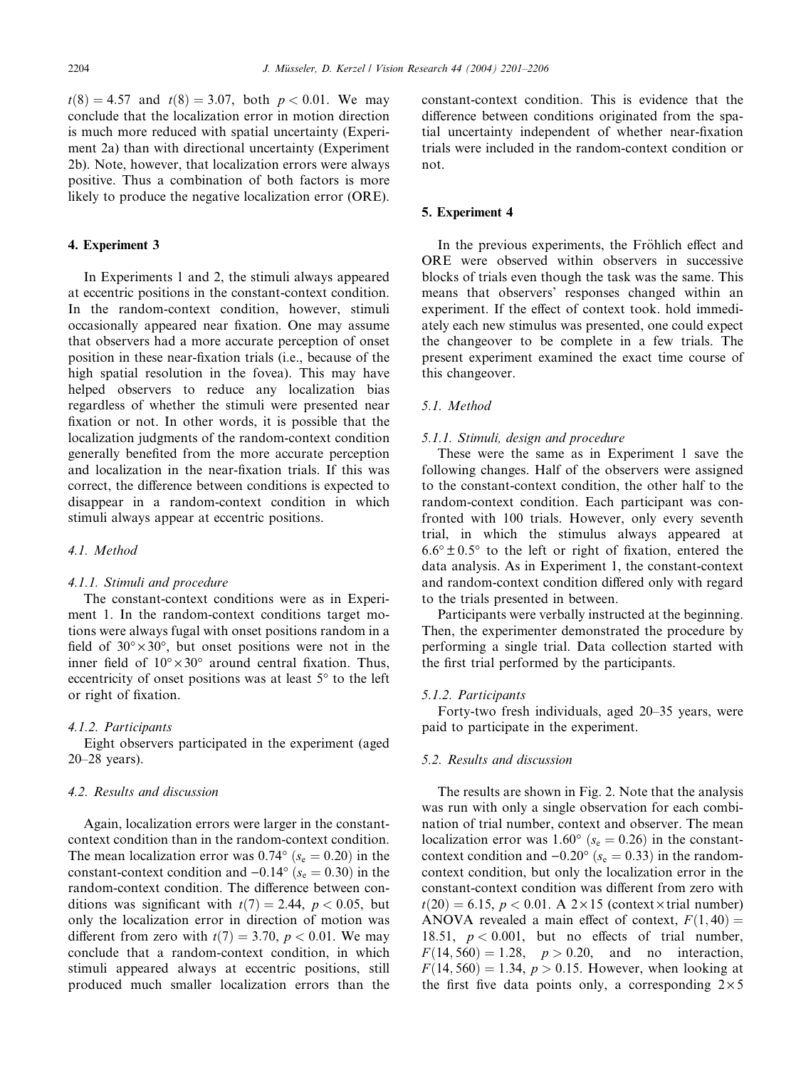$t(8) = 4.57$ and $t(8) = 3.07$, both $p < 0.01$. We may conclude that the localization error in motion direction is much more reduced with spatial uncertainty (Experiment 2a) than with directional uncertainty (Experiment 2b). Note, however, that localization errors were always positive. Thus a combination of both factors is more likely to produce the negative localization error (ORE).

## 4. Experiment 3

In Experiments 1 and 2, the stimuli always appeared at eccentric positions in the constant-context condition. In the random-context condition, however, stimuli occasionally appeared near fixation. One may assume that observers had a more accurate perception of onset position in these near-fixation trials (i.e., because of the high spatial resolution in the fovea). This may have helped observers to reduce any localization bias regardless of whether the stimuli were presented near fixation or not. In other words, it is possible that the localization judgments of the random-context condition generally benefited from the more accurate perception and localization in the near-fixation trials. If this was correct, the difference between conditions is expected to disappear in a random-context condition in which stimuli always appear at eccentric positions.

### 4.1. Method

#### 4.1.1. Stimuli and procedure

The constant-context conditions were as in Experiment 1. In the random-context conditions target motions were always fugal with onset positions random in a field of $30° \times 30°$, but onset positions were not in the inner field of $10° \times 30°$ around central fixation. Thus, eccentricity of onset positions was at least 5° to the left or right of fixation.

#### 4.1.2. Participants

Eight observers participated in the experiment (aged 20–28 years).

### 4.2. Results and discussion

Again, localization errors were larger in the constant-context condition than in the random-context condition. The mean localization error was $0.74°$ ($s_e = 0.20$) in the constant-context condition and $-0.14°$ ($s_e = 0.30$) in the random-context condition. The difference between conditions was significant with $t(7) = 2.44$, $p < 0.05$, but only the localization error in direction of motion was different from zero with $t(7) = 3.70$, $p < 0.01$. We may conclude that a random-context condition, in which stimuli appeared always at eccentric positions, still produced much smaller localization errors than the constant-context condition. This is evidence that the difference between conditions originated from the spatial uncertainty independent of whether near-fixation trials were included in the random-context condition or not.

## 5. Experiment 4

In the previous experiments, the Fröhlich effect and ORE were observed within observers in successive blocks of trials even though the task was the same. This means that observers' responses changed within an experiment. If the effect of context took. hold immediately each new stimulus was presented, one could expect the changeover to be complete in a few trials. The present experiment examined the exact time course of this changeover.

### 5.1. Method

#### 5.1.1. Stimuli, design and procedure

These were the same as in Experiment 1 save the following changes. Half of the observers were assigned to the constant-context condition, the other half to the random-context condition. Each participant was confronted with 100 trials. However, only every seventh trial, in which the stimulus always appeared at $6.6° \pm 0.5°$ to the left or right of fixation, entered the data analysis. As in Experiment 1, the constant-context and random-context condition differed only with regard to the trials presented in between.

Participants were verbally instructed at the beginning. Then, the experimenter demonstrated the procedure by performing a single trial. Data collection started with the first trial performed by the participants.

#### 5.1.2. Participants

Forty-two fresh individuals, aged 20–35 years, were paid to participate in the experiment.

### 5.2. Results and discussion

The results are shown in Fig. 2. Note that the analysis was run with only a single observation for each combination of trial number, context and observer. The mean localization error was $1.60°$ ($s_e = 0.26$) in the constant-context condition and $-0.20°$ ($s_e = 0.33$) in the random-context condition, but only the localization error in the constant-context condition was different from zero with $t(20) = 6.15$, $p < 0.01$. A $2 \times 15$ (context × trial number) ANOVA revealed a main effect of context, $F(1, 40) = 18.51$, $p < 0.001$, but no effects of trial number, $F(14, 560) = 1.28$, $p > 0.20$, and no interaction, $F(14, 560) = 1.34$, $p > 0.15$. However, when looking at the first five data points only, a corresponding $2 \times 5$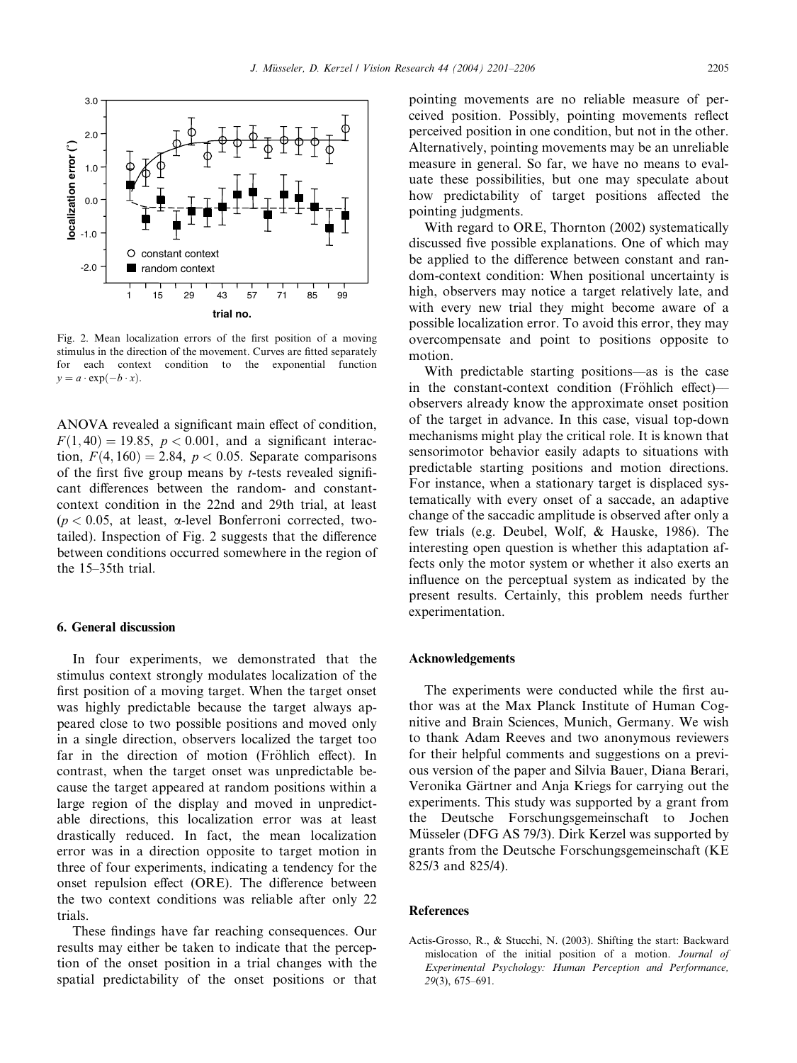Fig. 2. Mean localization errors of the first position of a moving stimulus in the direction of the movement. Curves are fitted separately for each context condition to the exponential function $y = a \cdot \exp(-b \cdot x)$.

ANOVA revealed a significant main effect of condition, $F(1, 40) = 19.85$, $p < 0.001$, and a significant interaction, $F(4, 160) = 2.84$, $p < 0.05$. Separate comparisons of the first five group means by *t*-tests revealed significant differences between the random- and constant-context condition in the 22nd and 29th trial, at least ($p < 0.05$, at least, α-level Bonferroni corrected, two-tailed). Inspection of Fig. 2 suggests that the difference between conditions occurred somewhere in the region of the 15–35th trial.

## 6. General discussion

In four experiments, we demonstrated that the stimulus context strongly modulates localization of the first position of a moving target. When the target onset was highly predictable because the target always appeared close to two possible positions and moved only in a single direction, observers localized the target too far in the direction of motion (Fröhlich effect). In contrast, when the target onset was unpredictable because the target appeared at random positions within a large region of the display and moved in unpredictable directions, this localization error was at least drastically reduced. In fact, the mean localization error was in a direction opposite to target motion in three of four experiments, indicating a tendency for the onset repulsion effect (ORE). The difference between the two context conditions was reliable after only 22 trials.

These findings have far reaching consequences. Our results may either be taken to indicate that the perception of the onset position in a trial changes with the spatial predictability of the onset positions or that pointing movements are no reliable measure of perceived position. Possibly, pointing movements reflect perceived position in one condition, but not in the other. Alternatively, pointing movements may be an unreliable measure in general. So far, we have no means to evaluate these possibilities, but one may speculate about how predictability of target positions affected the pointing judgments.

With regard to ORE, Thornton (2002) systematically discussed five possible explanations. One of which may be applied to the difference between constant and random-context condition: When positional uncertainty is high, observers may notice a target relatively late, and with every new trial they might become aware of a possible localization error. To avoid this error, they may overcompensate and point to positions opposite to motion.

With predictable starting positions—as is the case in the constant-context condition (Fröhlich effect)—observers already know the approximate onset position of the target in advance. In this case, visual top-down mechanisms might play the critical role. It is known that sensorimotor behavior easily adapts to situations with predictable starting positions and motion directions. For instance, when a stationary target is displaced systematically with every onset of a saccade, an adaptive change of the saccadic amplitude is observed after only a few trials (e.g. Deubel, Wolf, & Hauske, 1986). The interesting open question is whether this adaptation affects only the motor system or whether it also exerts an influence on the perceptual system as indicated by the present results. Certainly, this problem needs further experimentation.

## Acknowledgements

The experiments were conducted while the first author was at the Max Planck Institute of Human Cognitive and Brain Sciences, Munich, Germany. We wish to thank Adam Reeves and two anonymous reviewers for their helpful comments and suggestions on a previous version of the paper and Silvia Bauer, Diana Berari, Veronika Gärtner and Anja Kriegs for carrying out the experiments. This study was supported by a grant from the Deutsche Forschungsgemeinschaft to Jochen Müsseler (DFG AS 79/3). Dirk Kerzel was supported by grants from the Deutsche Forschungsgemeinschaft (KE 825/3 and 825/4).

## References

Actis-Grosso, R., & Stucchi, N. (2003). Shifting the start: Backward mislocation of the initial position of a motion. *Journal of Experimental Psychology: Human Perception and Performance, 29*(3), 675–691.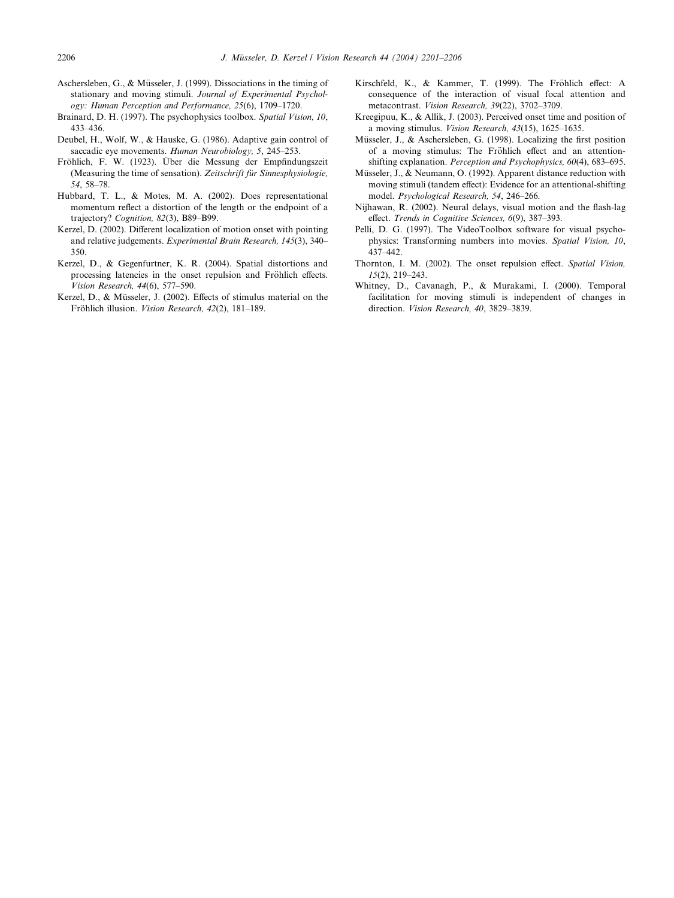Aschersleben, G., & Müsseler, J. (1999). Dissociations in the timing of stationary and moving stimuli. *Journal of Experimental Psychology: Human Perception and Performance, 25*(6), 1709–1720.

Brainard, D. H. (1997). The psychophysics toolbox. *Spatial Vision, 10*, 433–436.

Deubel, H., Wolf, W., & Hauske, G. (1986). Adaptive gain control of saccadic eye movements. *Human Neurobiology, 5*, 245–253.

Fröhlich, F. W. (1923). Über die Messung der Empfindungszeit (Measuring the time of sensation). *Zeitschrift für Sinnesphysiologie, 54*, 58–78.

Hubbard, T. L., & Motes, M. A. (2002). Does representational momentum reflect a distortion of the length or the endpoint of a trajectory? *Cognition, 82*(3), B89–B99.

Kerzel, D. (2002). Different localization of motion onset with pointing and relative judgements. *Experimental Brain Research, 145*(3), 340–350.

Kerzel, D., & Gegenfurtner, K. R. (2004). Spatial distortions and processing latencies in the onset repulsion and Fröhlich effects. *Vision Research, 44*(6), 577–590.

Kerzel, D., & Müsseler, J. (2002). Effects of stimulus material on the Fröhlich illusion. *Vision Research, 42*(2), 181–189.

Kirschfeld, K., & Kammer, T. (1999). The Fröhlich effect: A consequence of the interaction of visual focal attention and metacontrast. *Vision Research, 39*(22), 3702–3709.

Kreegipuu, K., & Allik, J. (2003). Perceived onset time and position of a moving stimulus. *Vision Research, 43*(15), 1625–1635.

Müsseler, J., & Aschersleben, G. (1998). Localizing the first position of a moving stimulus: The Fröhlich effect and an attention-shifting explanation. *Perception and Psychophysics, 60*(4), 683–695.

Müsseler, J., & Neumann, O. (1992). Apparent distance reduction with moving stimuli (tandem effect): Evidence for an attentional-shifting model. *Psychological Research, 54*, 246–266.

Nijhawan, R. (2002). Neural delays, visual motion and the flash-lag effect. *Trends in Cognitive Sciences, 6*(9), 387–393.

Pelli, D. G. (1997). The VideoToolbox software for visual psychophysics: Transforming numbers into movies. *Spatial Vision, 10*, 437–442.

Thornton, I. M. (2002). The onset repulsion effect. *Spatial Vision, 15*(2), 219–243.

Whitney, D., Cavanagh, P., & Murakami, I. (2000). Temporal facilitation for moving stimuli is independent of changes in direction. *Vision Research, 40*, 3829–3839.